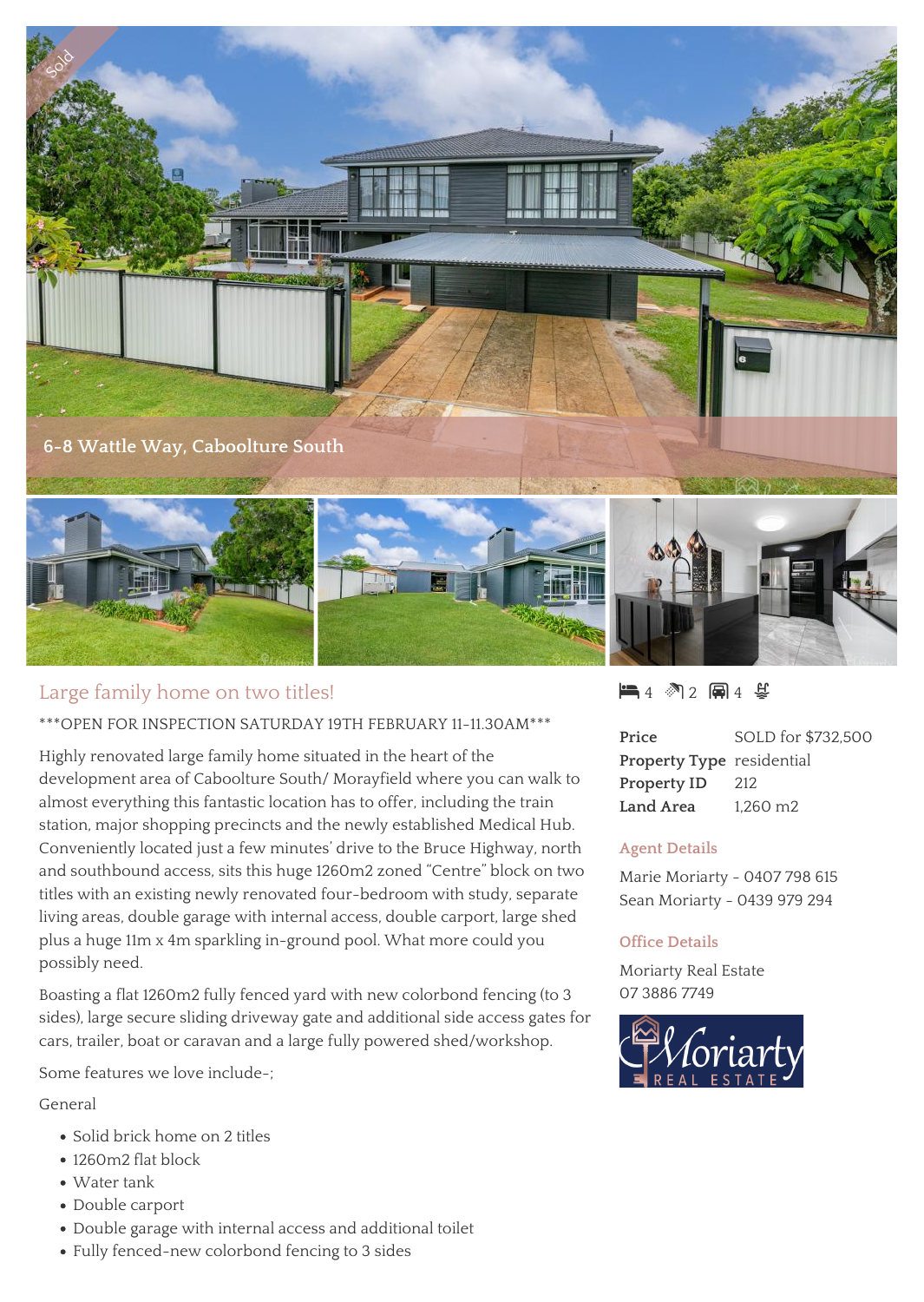Sold

# 6-8 Wattle Way, Caboolture South

## Large family home on two titles!

4 bed | 2 bath | 4 car

***OPEN FOR INSPECTION SATURDAY 19TH FEBRUARY 11-11.30AM***

Highly renovated large family home situated in the heart of the development area of Caboolture South/ Morayfield where you can walk to almost everything this fantastic location has to offer, including the train station, major shopping precincts and the newly established Medical Hub. Conveniently located just a few minutes' drive to the Bruce Highway, north and southbound access, sits this huge 1260m2 zoned "Centre" block on two titles with an existing newly renovated four-bedroom with study, separate living areas, double garage with internal access, double carport, large shed plus a huge 11m x 4m sparkling in-ground pool. What more could you possibly need.

Boasting a flat 1260m2 fully fenced yard with new colorbond fencing (to 3 sides), large secure sliding driveway gate and additional side access gates for cars, trailer, boat or caravan and a large fully powered shed/workshop.

Some features we love include-;

General

- Solid brick home on 2 titles
- 1260m2 flat block
- Water tank
- Double carport
- Double garage with internal access and additional toilet
- Fully fenced-new colorbond fencing to 3 sides

| | |
|---|---|
| **Price** | SOLD for $732,500 |
| **Property Type** | residential |
| **Property ID** | 212 |
| **Land Area** | 1,260 m2 |

### Agent Details

Marie Moriarty - 0407 798 615
Sean Moriarty - 0439 979 294

### Office Details

Moriarty Real Estate
07 3886 7749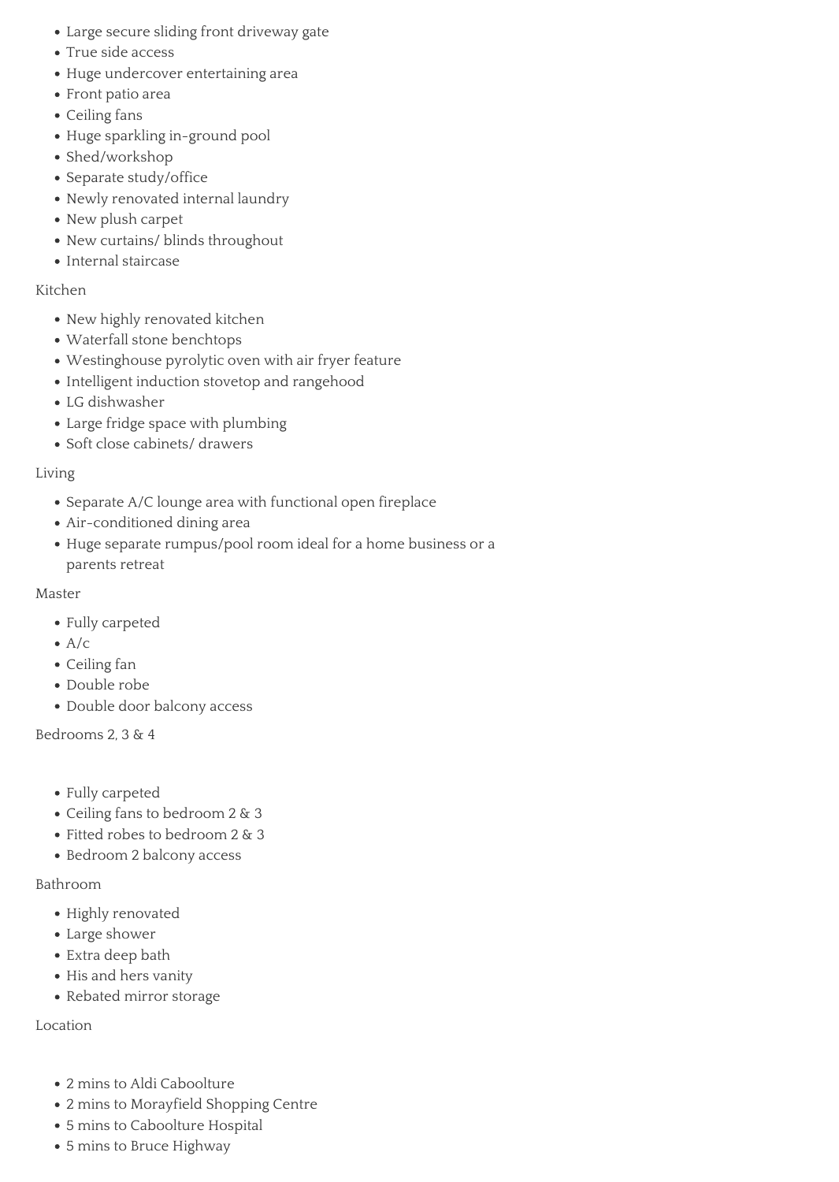- Large secure sliding front driveway gate
- True side access
- Huge undercover entertaining area
- Front patio area
- Ceiling fans
- Huge sparkling in-ground pool
- Shed/workshop
- Separate study/office
- Newly renovated internal laundry
- New plush carpet
- New curtains/ blinds throughout
- Internal staircase

Kitchen

- New highly renovated kitchen
- Waterfall stone benchtops
- Westinghouse pyrolytic oven with air fryer feature
- Intelligent induction stovetop and rangehood
- LG dishwasher
- Large fridge space with plumbing
- Soft close cabinets/ drawers

Living

- Separate A/C lounge area with functional open fireplace
- Air-conditioned dining area
- Huge separate rumpus/pool room ideal for a home business or a parents retreat

Master

- Fully carpeted
- A/c
- Ceiling fan
- Double robe
- Double door balcony access

Bedrooms 2, 3 & 4

- Fully carpeted
- Ceiling fans to bedroom 2 & 3
- Fitted robes to bedroom 2 & 3
- Bedroom 2 balcony access

Bathroom

- Highly renovated
- Large shower
- Extra deep bath
- His and hers vanity
- Rebated mirror storage

Location

- 2 mins to Aldi Caboolture
- 2 mins to Morayfield Shopping Centre
- 5 mins to Caboolture Hospital
- 5 mins to Bruce Highway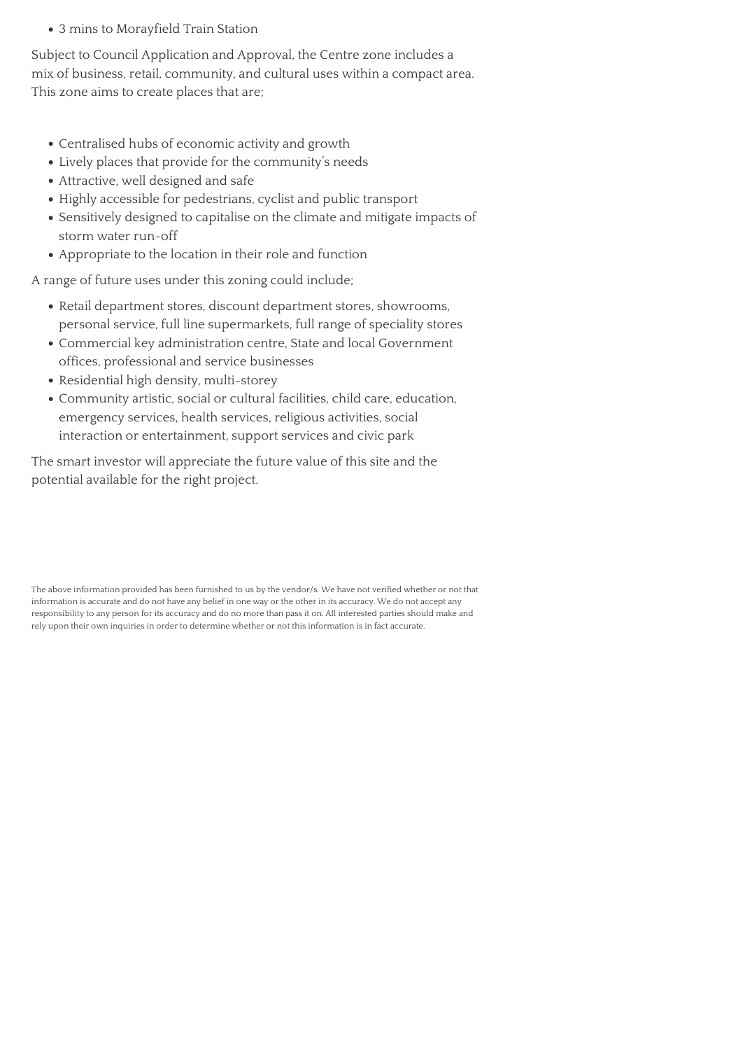- 3 mins to Morayfield Train Station

Subject to Council Application and Approval, the Centre zone includes a mix of business, retail, community, and cultural uses within a compact area. This zone aims to create places that are;

- Centralised hubs of economic activity and growth
- Lively places that provide for the community's needs
- Attractive, well designed and safe
- Highly accessible for pedestrians, cyclist and public transport
- Sensitively designed to capitalise on the climate and mitigate impacts of storm water run-off
- Appropriate to the location in their role and function

A range of future uses under this zoning could include;

- Retail department stores, discount department stores, showrooms, personal service, full line supermarkets, full range of speciality stores
- Commercial key administration centre, State and local Government offices, professional and service businesses
- Residential high density, multi-storey
- Community artistic, social or cultural facilities, child care, education, emergency services, health services, religious activities, social interaction or entertainment, support services and civic park

The smart investor will appreciate the future value of this site and the potential available for the right project.

The above information provided has been furnished to us by the vendor/s. We have not verified whether or not that information is accurate and do not have any belief in one way or the other in its accuracy. We do not accept any responsibility to any person for its accuracy and do no more than pass it on. All interested parties should make and rely upon their own inquiries in order to determine whether or not this information is in fact accurate.